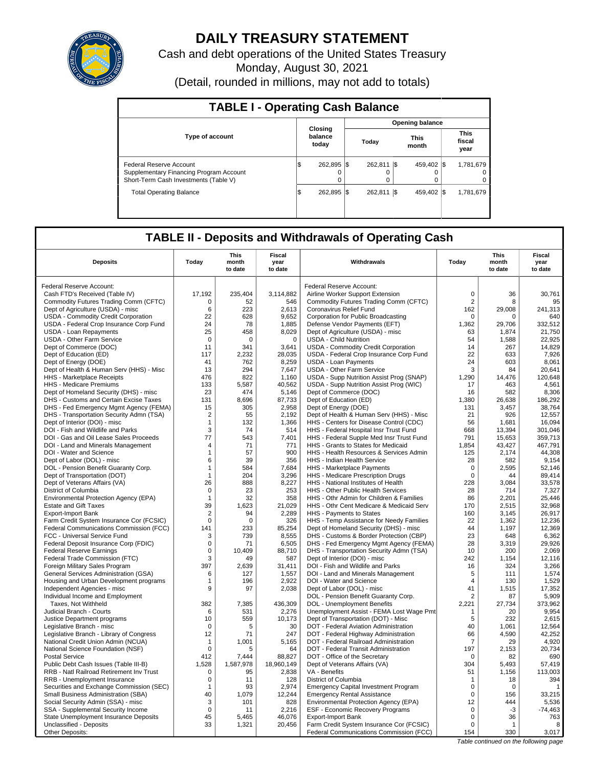# DAILY TREASURY STATEMENT

Cash and debt operations of the United States Treasury

Monday, August 30, 2021

(Detail, rounded in millions, may not add to totals)

## TABLE I - Operating Cash Balance

| Type of account | Closing balance today | Opening balance Today | Opening balance This month | Opening balance This fiscal year |
|---|---|---|---|---|
| Federal Reserve Account | $ 262,895 | $ 262,811 | $ 459,402 | $ 1,781,679 |
| Supplementary Financing Program Account | 0 | 0 | 0 | 0 |
| Short-Term Cash Investments (Table V) | 0 | 0 | 0 | 0 |
| Total Operating Balance | $ 262,895 | $ 262,811 | $ 459,402 | $ 1,781,679 |

## TABLE II - Deposits and Withdrawals of Operating Cash

| Deposits | Today | This month to date | Fiscal year to date | Withdrawals | Today | This month to date | Fiscal year to date |
|---|---|---|---|---|---|---|---|
| Federal Reserve Account: | | | | Federal Reserve Account: | | | |
| Cash FTD's Received (Table IV) | 17,192 | 235,404 | 3,114,882 | Airline Worker Support Extension | 0 | 36 | 30,761 |
| Commodity Futures Trading Comm (CFTC) | 0 | 52 | 546 | Commodity Futures Trading Comm (CFTC) | 2 | 8 | 95 |
| Dept of Agriculture (USDA) - misc | 6 | 223 | 2,613 | Coronavirus Relief Fund | 162 | 29,008 | 241,313 |
| USDA - Commodity Credit Corporation | 22 | 628 | 9,652 | Corporation for Public Broadcasting | 0 | 0 | 640 |
| USDA - Federal Crop Insurance Corp Fund | 24 | 78 | 1,885 | Defense Vendor Payments (EFT) | 1,362 | 29,706 | 332,512 |
| USDA - Loan Repayments | 25 | 458 | 8,029 | Dept of Agriculture (USDA) - misc | 63 | 1,874 | 21,750 |
| USDA - Other Farm Service | 0 | 0 | 0 | USDA - Child Nutrition | 54 | 1,588 | 22,925 |
| Dept of Commerce (DOC) | 11 | 341 | 3,641 | USDA - Commodity Credit Corporation | 14 | 267 | 14,829 |
| Dept of Education (ED) | 117 | 2,232 | 28,035 | USDA - Federal Crop Insurance Corp Fund | 22 | 633 | 7,926 |
| Dept of Energy (DOE) | 41 | 762 | 8,259 | USDA - Loan Payments | 24 | 603 | 8,061 |
| Dept of Health & Human Serv (HHS) - Misc | 13 | 294 | 7,647 | USDA - Other Farm Service | 3 | 84 | 20,641 |
| HHS - Marketplace Receipts | 476 | 822 | 1,160 | USDA - Supp Nutrition Assist Prog (SNAP) | 1,290 | 14,476 | 120,648 |
| HHS - Medicare Premiums | 133 | 5,587 | 40,562 | USDA - Supp Nutrition Assist Prog (WIC) | 17 | 463 | 4,561 |
| Dept of Homeland Security (DHS) - misc | 23 | 474 | 5,146 | Dept of Commerce (DOC) | 16 | 582 | 8,306 |
| DHS - Customs and Certain Excise Taxes | 131 | 8,696 | 87,733 | Dept of Education (ED) | 1,380 | 26,638 | 186,292 |
| DHS - Fed Emergency Mgmt Agency (FEMA) | 15 | 305 | 2,958 | Dept of Energy (DOE) | 131 | 3,457 | 38,764 |
| DHS - Transportation Security Admn (TSA) | 2 | 55 | 2,192 | Dept of Health & Human Serv (HHS) - Misc | 21 | 926 | 12,557 |
| Dept of Interior (DOI) - misc | 1 | 132 | 1,366 | HHS - Centers for Disease Control (CDC) | 56 | 1,681 | 16,094 |
| DOI - Fish and Wildlife and Parks | 3 | 74 | 514 | HHS - Federal Hospital Insr Trust Fund | 668 | 13,394 | 301,046 |
| DOI - Gas and Oil Lease Sales Proceeds | 77 | 543 | 7,401 | HHS - Federal Supple Med Insr Trust Fund | 791 | 15,653 | 359,713 |
| DOI - Land and Minerals Management | 4 | 71 | 771 | HHS - Grants to States for Medicaid | 1,854 | 43,427 | 467,791 |
| DOI - Water and Science | 1 | 57 | 900 | HHS - Health Resources & Services Admin | 125 | 2,174 | 44,308 |
| Dept of Labor (DOL) - misc | 6 | 39 | 356 | HHS - Indian Health Service | 28 | 582 | 9,154 |
| DOL - Pension Benefit Guaranty Corp. | 1 | 584 | 7,684 | HHS - Marketplace Payments | 0 | 2,595 | 52,146 |
| Dept of Transportation (DOT) | 1 | 204 | 3,296 | HHS - Medicare Prescription Drugs | 0 | 44 | 89,414 |
| Dept of Veterans Affairs (VA) | 26 | 888 | 8,227 | HHS - National Institutes of Health | 228 | 3,084 | 33,578 |
| District of Columbia | 0 | 23 | 253 | HHS - Other Public Health Services | 28 | 714 | 7,327 |
| Environmental Protection Agency (EPA) | 1 | 32 | 358 | HHS - Othr Admin for Children & Families | 86 | 2,201 | 25,446 |
| Estate and Gift Taxes | 39 | 1,623 | 21,029 | HHS - Othr Cent Medicare & Medicaid Serv | 170 | 2,515 | 32,968 |
| Export-Import Bank | 2 | 94 | 2,289 | HHS - Payments to States | 160 | 3,145 | 26,917 |
| Farm Credit System Insurance Cor (FCSIC) | 0 | 0 | 326 | HHS - Temp Assistance for Needy Families | 22 | 1,362 | 12,236 |
| Federal Communications Commission (FCC) | 141 | 233 | 85,254 | Dept of Homeland Security (DHS) - misc | 44 | 1,197 | 12,369 |
| FCC - Universal Service Fund | 3 | 739 | 8,555 | DHS - Customs & Border Protection (CBP) | 23 | 648 | 6,362 |
| Federal Deposit Insurance Corp (FDIC) | 0 | 71 | 6,505 | DHS - Fed Emergency Mgmt Agency (FEMA) | 28 | 3,319 | 29,926 |
| Federal Reserve Earnings | 0 | 10,409 | 88,710 | DHS - Transportation Security Admn (TSA) | 10 | 200 | 2,069 |
| Federal Trade Commission (FTC) | 3 | 49 | 587 | Dept of Interior (DOI) - misc | 242 | 1,154 | 12,116 |
| Foreign Military Sales Program | 397 | 2,639 | 31,411 | DOI - Fish and Wildlife and Parks | 16 | 324 | 3,266 |
| General Services Administration (GSA) | 6 | 127 | 1,557 | DOI - Land and Minerals Management | 5 | 111 | 1,574 |
| Housing and Urban Development programs | 1 | 196 | 2,922 | DOI - Water and Science | 4 | 130 | 1,529 |
| Independent Agencies - misc | 9 | 97 | 2,038 | Dept of Labor (DOL) - misc | 41 | 1,515 | 17,352 |
| Individual Income and Employment | | | | DOL - Pension Benefit Guaranty Corp. | 2 | 87 | 5,909 |
| Taxes, Not Withheld | 382 | 7,385 | 436,309 | DOL - Unemployment Benefits | 2,221 | 27,734 | 373,962 |
| Judicial Branch - Courts | 6 | 531 | 2,276 | Unemployment Assist - FEMA Lost Wage Pmt | 1 | 20 | 9,954 |
| Justice Department programs | 10 | 559 | 10,173 | Dept of Transportation (DOT) - Misc | 5 | 232 | 2,615 |
| Legislative Branch - misc | 0 | 5 | 30 | DOT - Federal Aviation Administration | 40 | 1,061 | 12,564 |
| Legislative Branch - Library of Congress | 12 | 71 | 247 | DOT - Federal Highway Administration | 66 | 4,590 | 42,252 |
| National Credit Union Admin (NCUA) | 1 | 1,001 | 5,165 | DOT - Federal Railroad Administration | 7 | 29 | 4,920 |
| National Science Foundation (NSF) | 0 | 5 | 64 | DOT - Federal Transit Administration | 197 | 2,153 | 20,734 |
| Postal Service | 412 | 7,444 | 88,827 | DOT - Office of the Secretary | 0 | 82 | 690 |
| Public Debt Cash Issues (Table III-B) | 1,528 | 1,587,978 | 18,960,149 | Dept of Veterans Affairs (VA) | 304 | 5,493 | 57,419 |
| RRB - Natl Railroad Retirement Inv Trust | 0 | 95 | 2,838 | VA - Benefits | 51 | 1,156 | 113,003 |
| RRB - Unemployment Insurance | 0 | 11 | 128 | District of Columbia | 1 | 18 | 394 |
| Securities and Exchange Commission (SEC) | 1 | 93 | 2,974 | Emergency Capital Investment Program | 0 | 0 | 1 |
| Small Business Administration (SBA) | 40 | 1,079 | 12,244 | Emergency Rental Assistance | 0 | 156 | 33,215 |
| Social Security Admin (SSA) - misc | 3 | 101 | 828 | Environmental Protection Agency (EPA) | 12 | 444 | 5,536 |
| SSA - Supplemental Security Income | 0 | 11 | 2,216 | ESF - Economic Recovery Programs | 0 | -3 | -74,463 |
| State Unemployment Insurance Deposits | 45 | 5,465 | 46,076 | Export-Import Bank | 0 | 36 | 763 |
| Unclassified - Deposits | 33 | 1,321 | 20,456 | Farm Credit System Insurance Cor (FCSIC) | 0 | 1 | 8 |
| Other Deposits: | | | | Federal Communications Commission (FCC) | 154 | 330 | 3,017 |

*Table continued on the following page*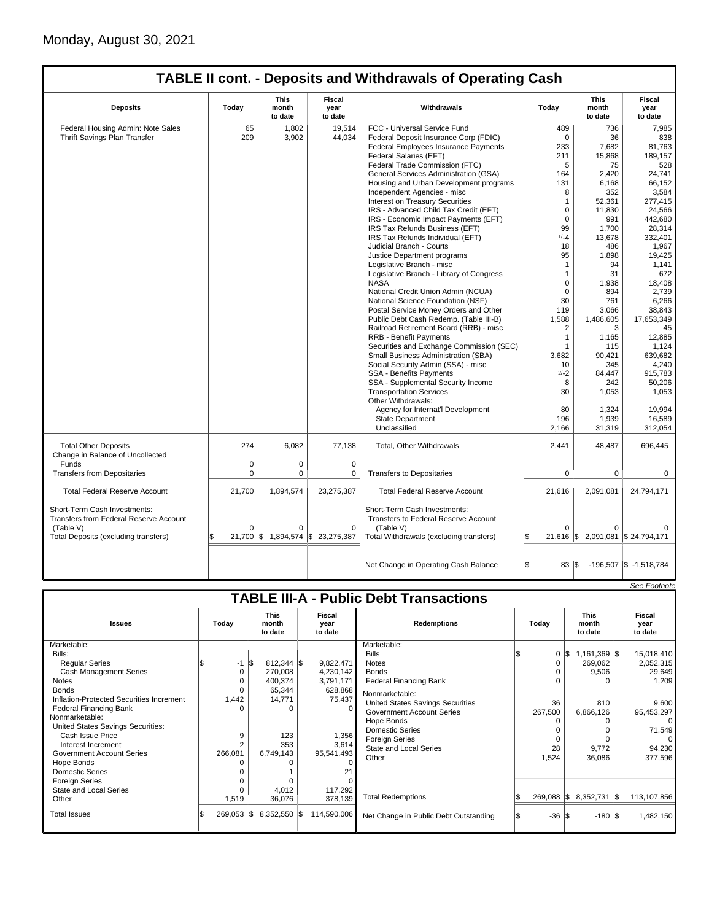Monday, August 30, 2021

## TABLE II cont. - Deposits and Withdrawals of Operating Cash

| Deposits | Today | This month to date | Fiscal year to date | Withdrawals | Today | This month to date | Fiscal year to date |
|---|---|---|---|---|---|---|---|
| Federal Housing Admin: Note Sales | 65 | 1,802 | 19,514 | FCC - Universal Service Fund | 489 | 736 | 7,985 |
| Thrift Savings Plan Transfer | 209 | 3,902 | 44,034 | Federal Deposit Insurance Corp (FDIC) | 0 | 36 | 838 |
| | | | | Federal Employees Insurance Payments | 233 | 7,682 | 81,763 |
| | | | | Federal Salaries (EFT) | 211 | 15,868 | 189,157 |
| | | | | Federal Trade Commission (FTC) | 5 | 75 | 528 |
| | | | | General Services Administration (GSA) | 164 | 2,420 | 24,741 |
| | | | | Housing and Urban Development programs | 131 | 6,168 | 66,152 |
| | | | | Independent Agencies - misc | 8 | 352 | 3,584 |
| | | | | Interest on Treasury Securities | 1 | 52,361 | 277,415 |
| | | | | IRS - Advanced Child Tax Credit (EFT) | 0 | 11,830 | 24,566 |
| | | | | IRS - Economic Impact Payments (EFT) | 0 | 991 | 442,680 |
| | | | | IRS Tax Refunds Business (EFT) | 99 | 1,700 | 28,314 |
| | | | | IRS Tax Refunds Individual (EFT) | 1/-4 | 13,678 | 332,401 |
| | | | | Judicial Branch - Courts | 18 | 486 | 1,967 |
| | | | | Justice Department programs | 95 | 1,898 | 19,425 |
| | | | | Legislative Branch - misc | 1 | 94 | 1,141 |
| | | | | Legislative Branch - Library of Congress | 1 | 31 | 672 |
| | | | | NASA | 0 | 1,938 | 18,408 |
| | | | | National Credit Union Admin (NCUA) | 0 | 894 | 2,739 |
| | | | | National Science Foundation (NSF) | 30 | 761 | 6,266 |
| | | | | Postal Service Money Orders and Other | 119 | 3,066 | 38,843 |
| | | | | Public Debt Cash Redemp. (Table III-B) | 1,588 | 1,486,605 | 17,653,349 |
| | | | | Railroad Retirement Board (RRB) - misc | 2 | 3 | 45 |
| | | | | RRB - Benefit Payments | 1 | 1,165 | 12,885 |
| | | | | Securities and Exchange Commission (SEC) | 1 | 115 | 1,124 |
| | | | | Small Business Administration (SBA) | 3,682 | 90,421 | 639,682 |
| | | | | Social Security Admin (SSA) - misc | 10 | 345 | 4,240 |
| | | | | SSA - Benefits Payments | 2/-2 | 84,447 | 915,783 |
| | | | | SSA - Supplemental Security Income | 8 | 242 | 50,206 |
| | | | | Transportation Services | 30 | 1,053 | 1,053 |
| | | | | Other Withdrawals: | | | |
| | | | | Agency for Internat'l Development | 80 | 1,324 | 19,994 |
| | | | | State Department | 196 | 1,939 | 16,589 |
| | | | | Unclassified | 2,166 | 31,319 | 312,054 |
| Total Other Deposits | 274 | 6,082 | 77,138 | Total, Other Withdrawals | 2,441 | 48,487 | 696,445 |
| Change in Balance of Uncollected Funds | 0 | 0 | 0 | | | | |
| Transfers from Depositaries | 0 | 0 | 0 | Transfers to Depositaries | 0 | 0 | 0 |
| Total Federal Reserve Account | 21,700 | 1,894,574 | 23,275,387 | Total Federal Reserve Account | 21,616 | 2,091,081 | 24,794,171 |
| Short-Term Cash Investments: Transfers from Federal Reserve Account (Table V) | 0 | 0 | 0 | Short-Term Cash Investments: Transfers to Federal Reserve Account (Table V) | 0 | 0 | 0 |
| Total Deposits (excluding transfers) | $ 21,700 | $ 1,894,574 | $ 23,275,387 | Total Withdrawals (excluding transfers) | $ 21,616 | $ 2,091,081 | $ 24,794,171 |
| | | | | Net Change in Operating Cash Balance | $ 83 | $ -196,507 | $ -1,518,784 |

*See Footnote*

## TABLE III-A - Public Debt Transactions

| Issues | Today | This month to date | Fiscal year to date | Redemptions | Today | This month to date | Fiscal year to date |
|---|---|---|---|---|---|---|---|
| Marketable: | | | | Marketable: | | | |
| Bills: | | | | Bills | $ 0 | $ 1,161,369 | $ 15,018,410 |
| Regular Series | $ -1 | $ 812,344 | $ 9,822,471 | Notes | 0 | 269,062 | 2,052,315 |
| Cash Management Series | 0 | 270,008 | 4,230,142 | Bonds | 0 | 9,506 | 29,649 |
| Notes | 0 | 400,374 | 3,791,171 | Federal Financing Bank | 0 | 0 | 1,209 |
| Bonds | 0 | 65,344 | 628,868 | Nonmarketable: | | | |
| Inflation-Protected Securities Increment | 1,442 | 14,771 | 75,437 | United States Savings Securities | 36 | 810 | 9,600 |
| Federal Financing Bank | 0 | 0 | 0 | Government Account Series | 267,500 | 6,866,126 | 95,453,297 |
| Nonmarketable: | | | | Hope Bonds | 0 | 0 | 0 |
| United States Savings Securities: | | | | Domestic Series | 0 | 0 | 71,549 |
| Cash Issue Price | 9 | 123 | 1,356 | Foreign Series | 0 | 0 | 0 |
| Interest Increment | 2 | 353 | 3,614 | State and Local Series | 28 | 9,772 | 94,230 |
| Government Account Series | 266,081 | 6,749,143 | 95,541,493 | Other | 1,524 | 36,086 | 377,596 |
| Hope Bonds | 0 | 0 | 0 | | | | |
| Domestic Series | 0 | 1 | 21 | | | | |
| Foreign Series | 0 | 0 | 0 | | | | |
| State and Local Series | 0 | 4,012 | 117,292 | | | | |
| Other | 1,519 | 36,076 | 378,139 | Total Redemptions | $ 269,088 | $ 8,352,731 | $ 113,107,856 |
| Total Issues | $ 269,053 | $ 8,352,550 | $ 114,590,006 | Net Change in Public Debt Outstanding | $ -36 | $ -180 | $ 1,482,150 |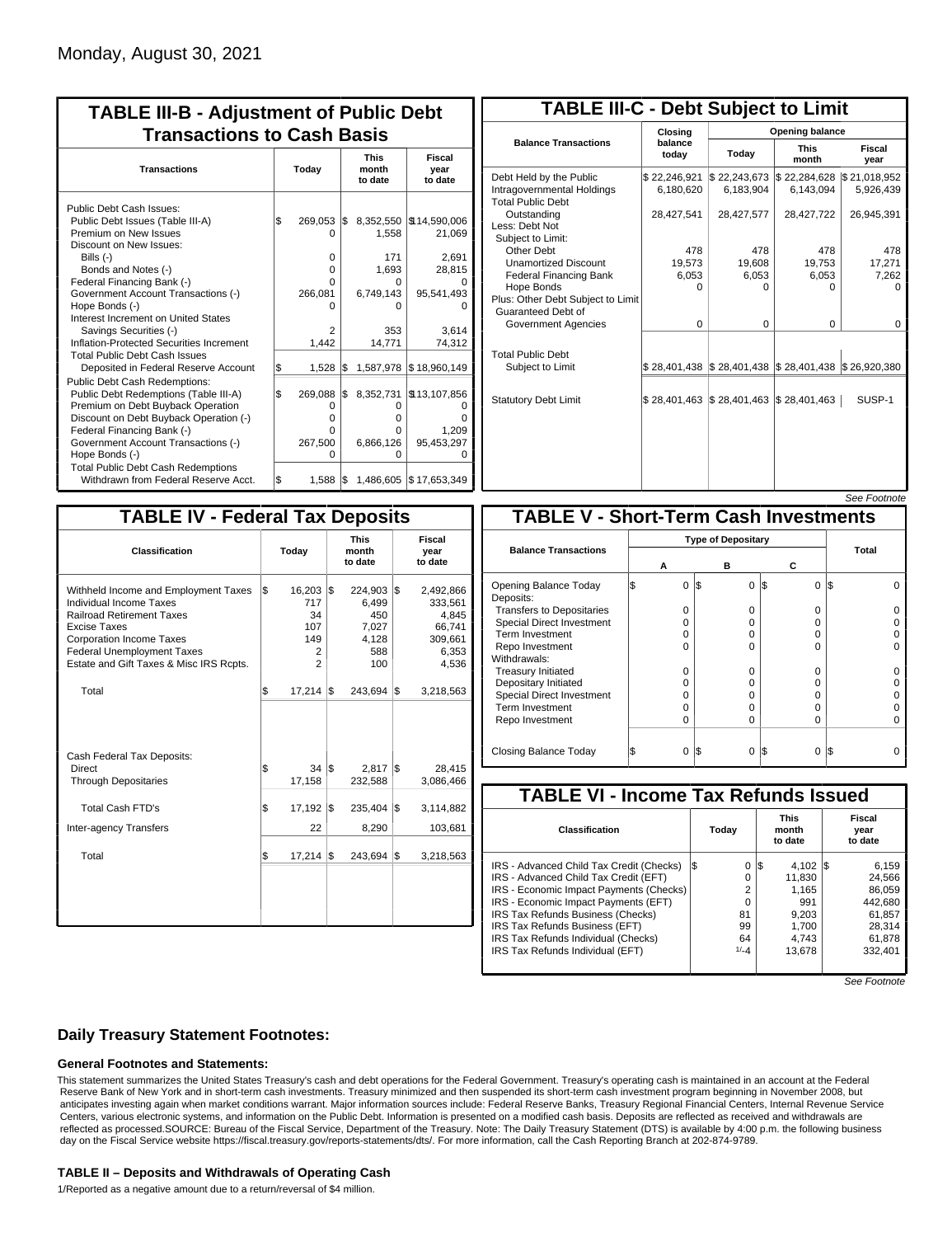Monday, August 30, 2021

## TABLE III-B - Adjustment of Public Debt Transactions to Cash Basis

| Transactions | Today | This month to date | Fiscal year to date |
|---|---|---|---|
| Public Debt Cash Issues: | | | |
| Public Debt Issues (Table III-A) | $ 269,053 | $ 8,352,550 | $14,590,006 |
| Premium on New Issues | 0 | 1,558 | 21,069 |
| Discount on New Issues: | | | |
| Bills (-) | 0 | 171 | 2,691 |
| Bonds and Notes (-) | 0 | 1,693 | 28,815 |
| Federal Financing Bank (-) | 0 | 0 | 0 |
| Government Account Transactions (-) | 266,081 | 6,749,143 | 95,541,493 |
| Hope Bonds (-) | 0 | 0 | 0 |
| Interest Increment on United States Savings Securities (-) | 2 | 353 | 3,614 |
| Inflation-Protected Securities Increment | 1,442 | 14,771 | 74,312 |
| Total Public Debt Cash Issues Deposited in Federal Reserve Account | $ 1,528 | $ 1,587,978 | $ 18,960,149 |
| Public Debt Cash Redemptions: | | | |
| Public Debt Redemptions (Table III-A) | $ 269,088 | $ 8,352,731 | $13,107,856 |
| Premium on Debt Buyback Operation | 0 | 0 | 0 |
| Discount on Debt Buyback Operation (-) | 0 | 0 | 0 |
| Federal Financing Bank (-) | 0 | 0 | 1,209 |
| Government Account Transactions (-) | 267,500 | 6,866,126 | 95,453,297 |
| Hope Bonds (-) | 0 | 0 | 0 |
| Total Public Debt Cash Redemptions Withdrawn from Federal Reserve Acct. | $ 1,588 | $ 1,486,605 | $ 17,653,349 |

## TABLE III-C - Debt Subject to Limit

| Balance Transactions | Closing balance today | Opening balance Today | Opening balance This month | Opening balance Fiscal year |
|---|---|---|---|---|
| Debt Held by the Public | $ 22,246,921 | $ 22,243,673 | $ 22,284,628 | $ 21,018,952 |
| Intragovernmental Holdings | 6,180,620 | 6,183,904 | 6,143,094 | 5,926,439 |
| Total Public Debt Outstanding | 28,427,541 | 28,427,577 | 28,427,722 | 26,945,391 |
| Less: Debt Not Subject to Limit: | | | | |
| Other Debt | 478 | 478 | 478 | 478 |
| Unamortized Discount | 19,573 | 19,608 | 19,753 | 17,271 |
| Federal Financing Bank | 6,053 | 6,053 | 6,053 | 7,262 |
| Hope Bonds | 0 | 0 | 0 | 0 |
| Plus: Other Debt Subject to Limit | | | | |
| Guaranteed Debt of Government Agencies | 0 | 0 | 0 | 0 |
| Total Public Debt Subject to Limit | $ 28,401,438 | $ 28,401,438 | $ 28,401,438 | $ 26,920,380 |
| Statutory Debt Limit | $ 28,401,463 | $ 28,401,463 | $ 28,401,463 | SUSP-1 |

*See Footnote*

## TABLE IV - Federal Tax Deposits

| Classification | Today | This month to date | Fiscal year to date |
|---|---|---|---|
| Withheld Income and Employment Taxes | $ 16,203 | $ 224,903 | $ 2,492,866 |
| Individual Income Taxes | 717 | 6,499 | 333,561 |
| Railroad Retirement Taxes | 34 | 450 | 4,845 |
| Excise Taxes | 107 | 7,027 | 66,741 |
| Corporation Income Taxes | 149 | 4,128 | 309,661 |
| Federal Unemployment Taxes | 2 | 588 | 6,353 |
| Estate and Gift Taxes & Misc IRS Rcpts. | 2 | 100 | 4,536 |
| Total | $ 17,214 | $ 243,694 | $ 3,218,563 |
| Cash Federal Tax Deposits: | | | |
| Direct | $ 34 | $ 2,817 | $ 28,415 |
| Through Depositaries | 17,158 | 232,588 | 3,086,466 |
| Total Cash FTD's | $ 17,192 | $ 235,404 | $ 3,114,882 |
| Inter-agency Transfers | 22 | 8,290 | 103,681 |
| Total | $ 17,214 | $ 243,694 | $ 3,218,563 |

## TABLE V - Short-Term Cash Investments

| Balance Transactions | A | B | C | Total |
|---|---|---|---|---|
| Opening Balance Today | $ 0 | $ 0 | $ 0 | $ 0 |
| Deposits: | | | | |
| Transfers to Depositaries | 0 | 0 | 0 | 0 |
| Special Direct Investment | 0 | 0 | 0 | 0 |
| Term Investment | 0 | 0 | 0 | 0 |
| Repo Investment | 0 | 0 | 0 | 0 |
| Withdrawals: | | | | |
| Treasury Initiated | 0 | 0 | 0 | 0 |
| Depositary Initiated | 0 | 0 | 0 | 0 |
| Special Direct Investment | 0 | 0 | 0 | 0 |
| Term Investment | 0 | 0 | 0 | 0 |
| Repo Investment | 0 | 0 | 0 | 0 |
| Closing Balance Today | $ 0 | $ 0 | $ 0 | $ 0 |

## TABLE VI - Income Tax Refunds Issued

| Classification | Today | This month to date | Fiscal year to date |
|---|---|---|---|
| IRS - Advanced Child Tax Credit (Checks) | $ 0 | $ 4,102 | $ 6,159 |
| IRS - Advanced Child Tax Credit (EFT) | 0 | 11,830 | 24,566 |
| IRS - Economic Impact Payments (Checks) | 2 | 1,165 | 86,059 |
| IRS - Economic Impact Payments (EFT) | 0 | 991 | 442,680 |
| IRS Tax Refunds Business (Checks) | 81 | 9,203 | 61,857 |
| IRS Tax Refunds Business (EFT) | 99 | 1,700 | 28,314 |
| IRS Tax Refunds Individual (Checks) | 64 | 4,743 | 61,878 |
| IRS Tax Refunds Individual (EFT) | 1/-4 | 13,678 | 332,401 |

*See Footnote*

## Daily Treasury Statement Footnotes:

### General Footnotes and Statements:

This statement summarizes the United States Treasury's cash and debt operations for the Federal Government. Treasury's operating cash is maintained in an account at the Federal Reserve Bank of New York and in short-term cash investments. Treasury minimized and then suspended its short-term cash investment program beginning in November 2008, but anticipates investing again when market conditions warrant. Major information sources include: Federal Reserve Banks, Treasury Regional Financial Centers, Internal Revenue Service Centers, various electronic systems, and information on the Public Debt. Information is presented on a modified cash basis. Deposits are reflected as received and withdrawals are reflected as processed.SOURCE: Bureau of the Fiscal Service, Department of the Treasury. Note: The Daily Treasury Statement (DTS) is available by 4:00 p.m. the following business day on the Fiscal Service website https://fiscal.treasury.gov/reports-statements/dts/. For more information, call the Cash Reporting Branch at 202-874-9789.

### TABLE II – Deposits and Withdrawals of Operating Cash

1/Reported as a negative amount due to a return/reversal of $4 million.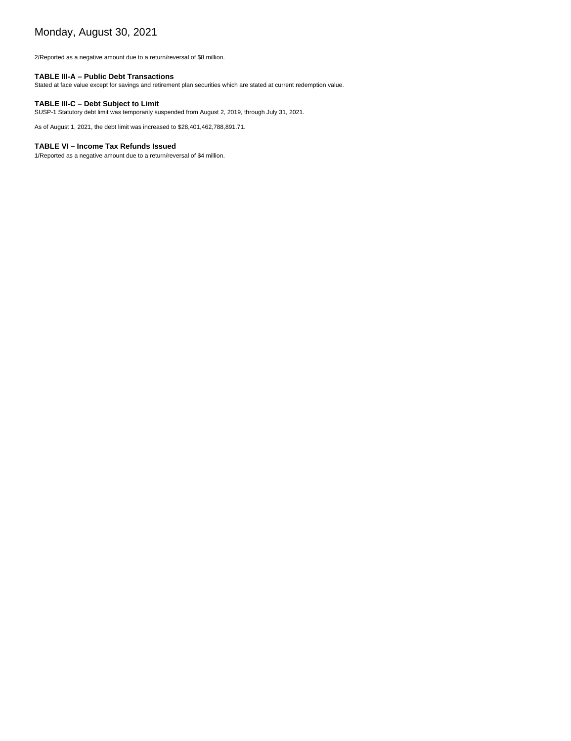Monday, August 30, 2021

2/Reported as a negative amount due to a return/reversal of $8 million.

### TABLE III-A – Public Debt Transactions

Stated at face value except for savings and retirement plan securities which are stated at current redemption value.

### TABLE III-C – Debt Subject to Limit

SUSP-1 Statutory debt limit was temporarily suspended from August 2, 2019, through July 31, 2021.

As of August 1, 2021, the debt limit was increased to $28,401,462,788,891.71.

### TABLE VI – Income Tax Refunds Issued

1/Reported as a negative amount due to a return/reversal of $4 million.